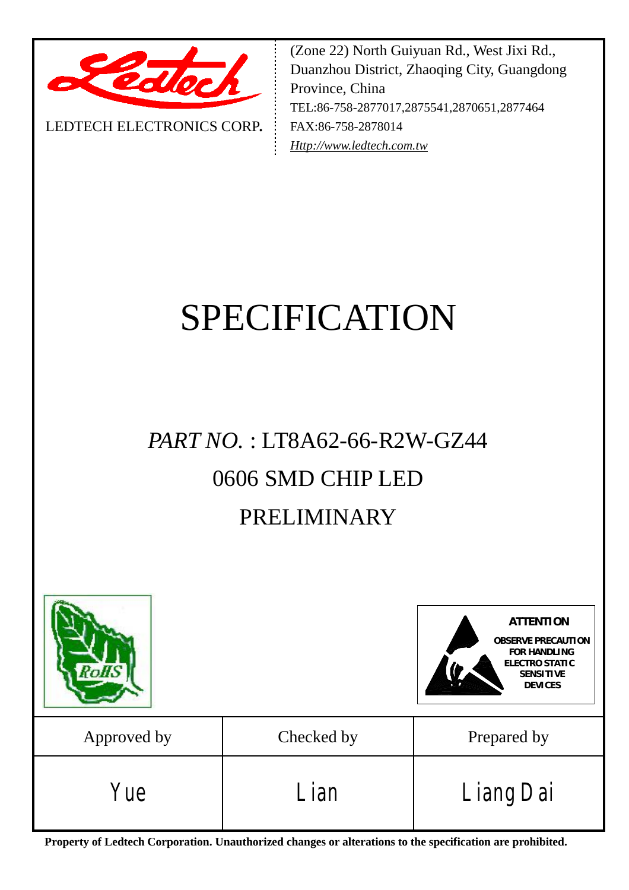LEDTECH ELECTRONICS CORP.

(Zone 22) North Guiyuan Rd., West Jixi Rd., Duanzhou District, Zhaoqing City, Guangdong Province, China
TEL:86-758-2877017,2875541,2870651,2877464
FAX:86-758-2878014
*Http://www.ledtech.com.tw*

# SPECIFICATION

## *PART NO.* : LT8A62-66-R2W-GZ44

## 0606 SMD CHIP LED

## PRELIMINARY

RoHS

**ATTENTION**
**OBSERVE PRECAUTION FOR HANDLING ELECTRO STATIC SENSITIVE DEVICES**

| Approved by | Checked by | Prepared by |
|---|---|---|
| Yue | Lian | Liang Dai |

**Property of Ledtech Corporation. Unauthorized changes or alterations to the specification are prohibited.**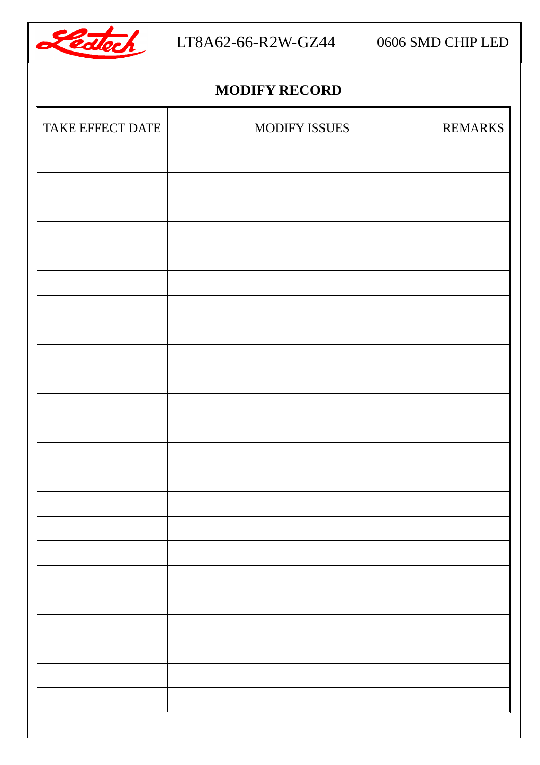## MODIFY RECORD

| TAKE EFFECT DATE | MODIFY ISSUES | REMARKS |
| --- | --- | --- |
| | | |
| | | |
| | | |
| | | |
| | | |
| | | |
| | | |
| | | |
| | | |
| | | |
| | | |
| | | |
| | | |
| | | |
| | | |
| | | |
| | | |
| | | |
| | | |
| | | |
| | | |
| | | |
| | | |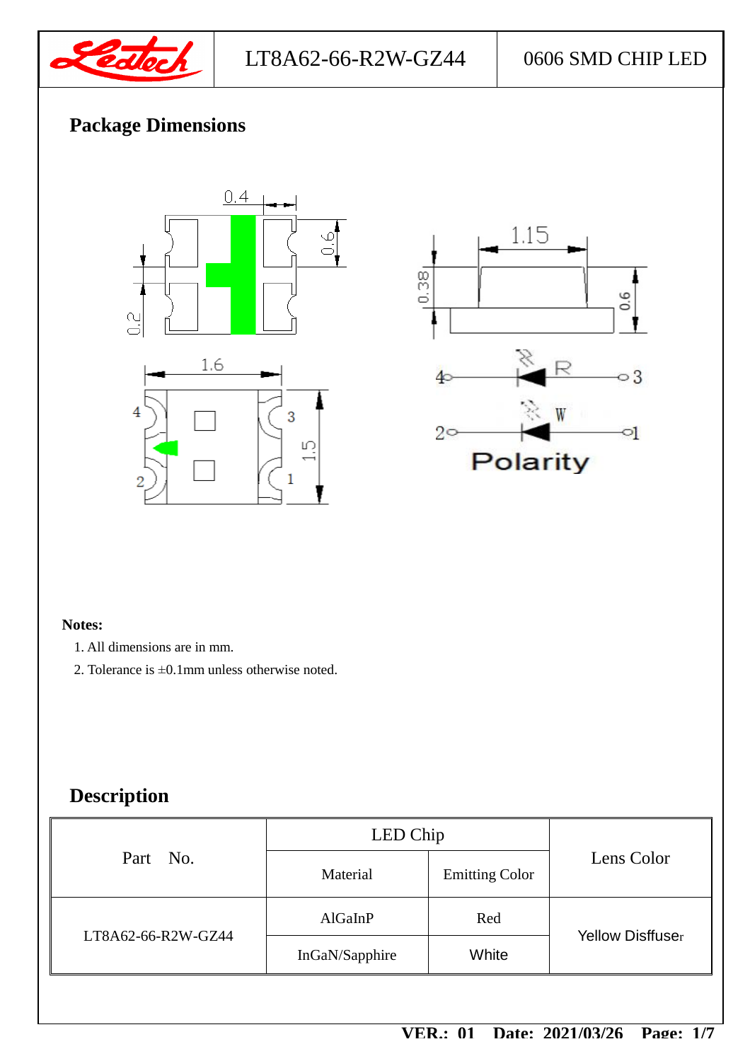## Package Dimensions

**Notes:**

1. All dimensions are in mm.
2. Tolerance is ±0.1mm unless otherwise noted.

## Description

| Part No. | LED Chip | | Lens Color |
|---|---|---|---|
| | Material | Emitting Color | |
| LT8A62-66-R2W-GZ44 | AlGaInP | Red | Yellow Disffuser |
| | InGaN/Sapphire | White | |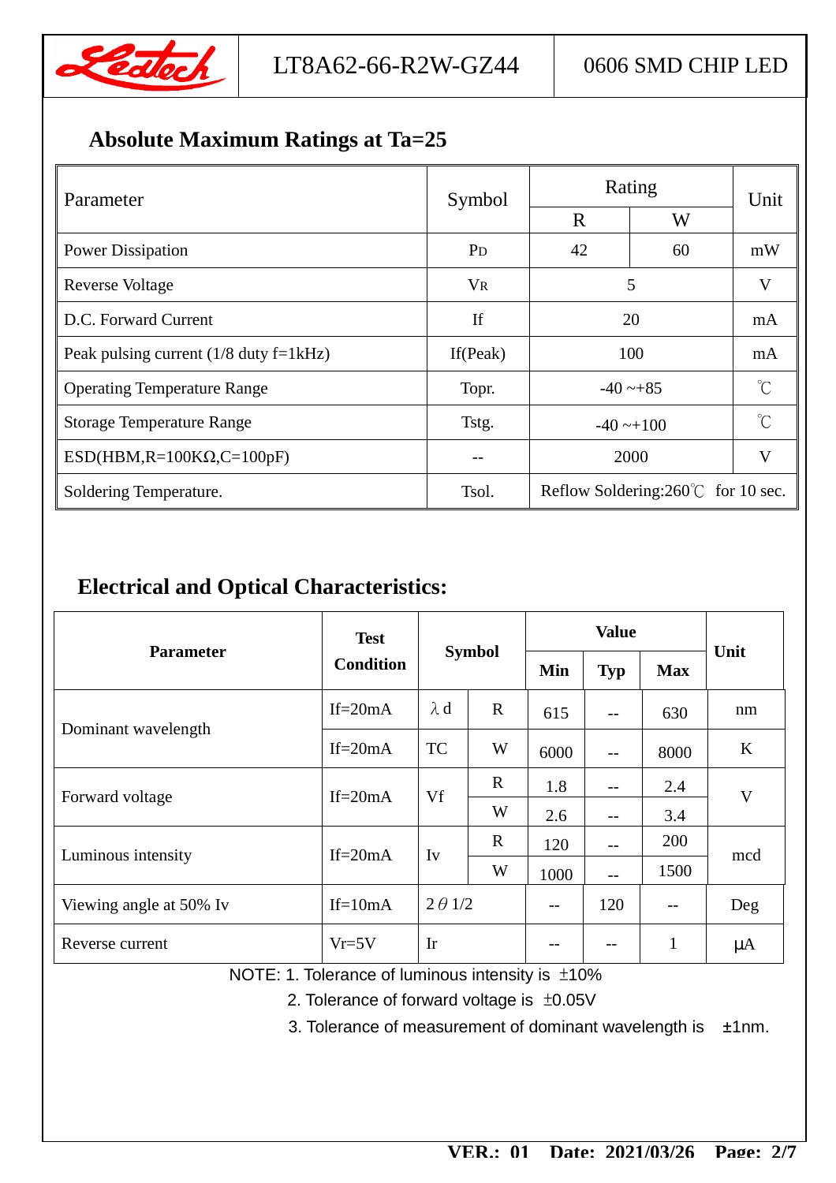## Absolute Maximum Ratings at Ta=25

| Parameter | Symbol | Rating | | Unit |
|---|---|---|---|---|
| | | R | W | |
| Power Dissipation | $P_D$ | 42 | 60 | mW |
| Reverse Voltage | $V_R$ | 5 | | V |
| D.C. Forward Current | If | 20 | | mA |
| Peak pulsing current (1/8 duty f=1kHz) | If(Peak) | 100 | | mA |
| Operating Temperature Range | Topr. | -40 ~+85 | | ℃ |
| Storage Temperature Range | Tstg. | -40 ~+100 | | ℃ |
| ESD(HBM,R=100KΩ,C=100pF) | -- | 2000 | | V |
| Soldering Temperature. | Tsol. | Reflow Soldering:260℃ for 10 sec. | | |

## Electrical and Optical Characteristics:

| Parameter | Test Condition | Symbol | | Min | Typ | Max | Unit |
|---|---|---|---|---|---|---|---|
| Dominant wavelength | If=20mA | λd | R | 615 | -- | 630 | nm |
| | If=20mA | TC | W | 6000 | -- | 8000 | K |
| Forward voltage | If=20mA | Vf | R | 1.8 | -- | 2.4 | V |
| | | | W | 2.6 | -- | 3.4 | |
| Luminous intensity | If=20mA | Iv | R | 120 | -- | 200 | mcd |
| | | | W | 1000 | -- | 1500 | |
| Viewing angle at 50% Iv | If=10mA | 2θ1/2 | | -- | 120 | -- | Deg |
| Reverse current | Vr=5V | Ir | | -- | -- | 1 | μA |

NOTE: 1. Tolerance of luminous intensity is ±10%

2. Tolerance of forward voltage is ±0.05V

3. Tolerance of measurement of dominant wavelength is ±1nm.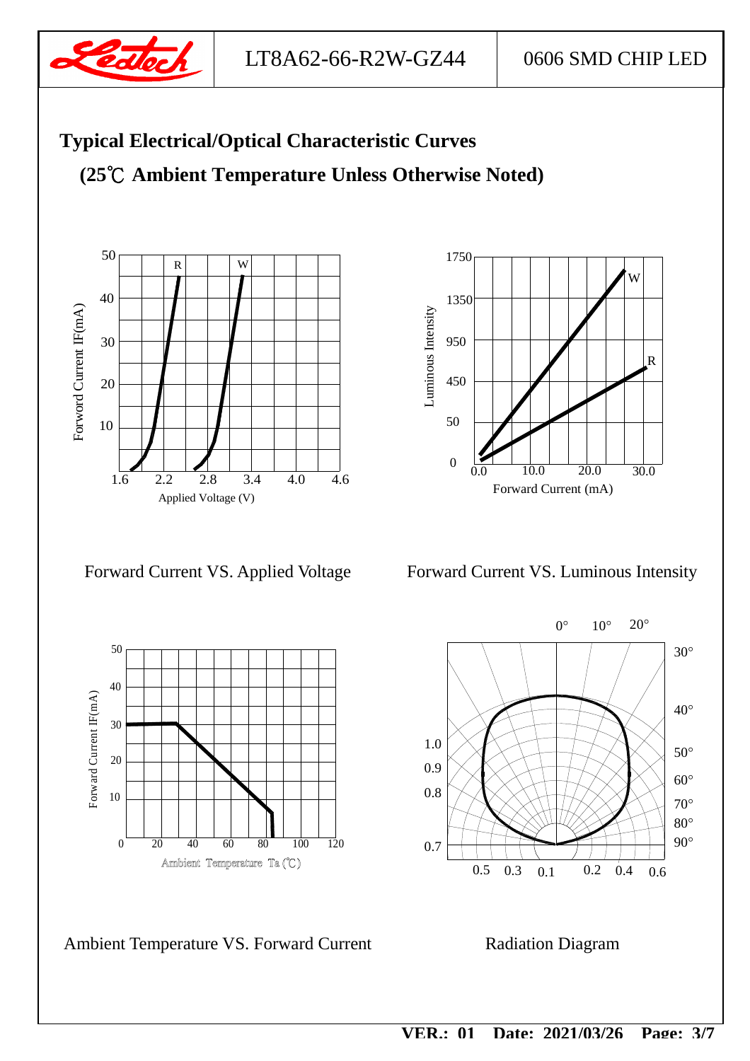## Typical Electrical/Optical Characteristic Curves

## (25℃ Ambient Temperature Unless Otherwise Noted)

Forward Current VS. Applied Voltage

Forward Current VS. Luminous Intensity

Ambient Temperature VS. Forward Current

Radiation Diagram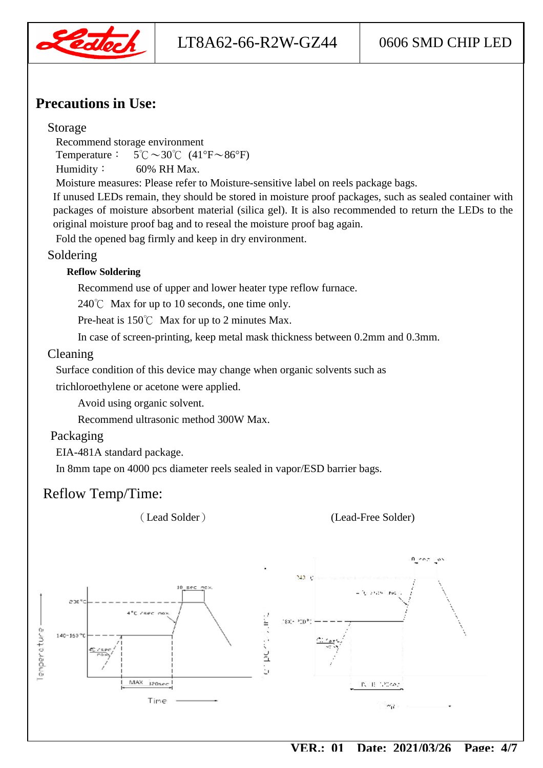## Precautions in Use:

### Storage

Recommend storage environment

Temperature： 5℃～30℃ (41°F～86°F)

Humidity： 60% RH Max.

Moisture measures: Please refer to Moisture-sensitive label on reels package bags.

If unused LEDs remain, they should be stored in moisture proof packages, such as sealed container with packages of moisture absorbent material (silica gel). It is also recommended to return the LEDs to the original moisture proof bag and to reseal the moisture proof bag again.

Fold the opened bag firmly and keep in dry environment.

### Soldering

**Reflow Soldering**

Recommend use of upper and lower heater type reflow furnace.

240℃ Max for up to 10 seconds, one time only.

Pre-heat is 150℃ Max for up to 2 minutes Max.

In case of screen-printing, keep metal mask thickness between 0.2mm and 0.3mm.

### Cleaning

Surface condition of this device may change when organic solvents such as trichloroethylene or acetone were applied.

Avoid using organic solvent.

Recommend ultrasonic method 300W Max.

### Packaging

EIA-481A standard package.

In 8mm tape on 4000 pcs diameter reels sealed in vapor/ESD barrier bags.

## Reflow Temp/Time:

（Lead Solder） (Lead-Free Solder)

Temperature — 230°C — 10 sec max. — 4°C/sec max. — 140~160°C — 4°C/sec max. — MAX 120sec — Time

240°C — 10 sec max. — 4°C/sec max. — 180~200°C — 4°C/sec max. — MAX 120sec — Time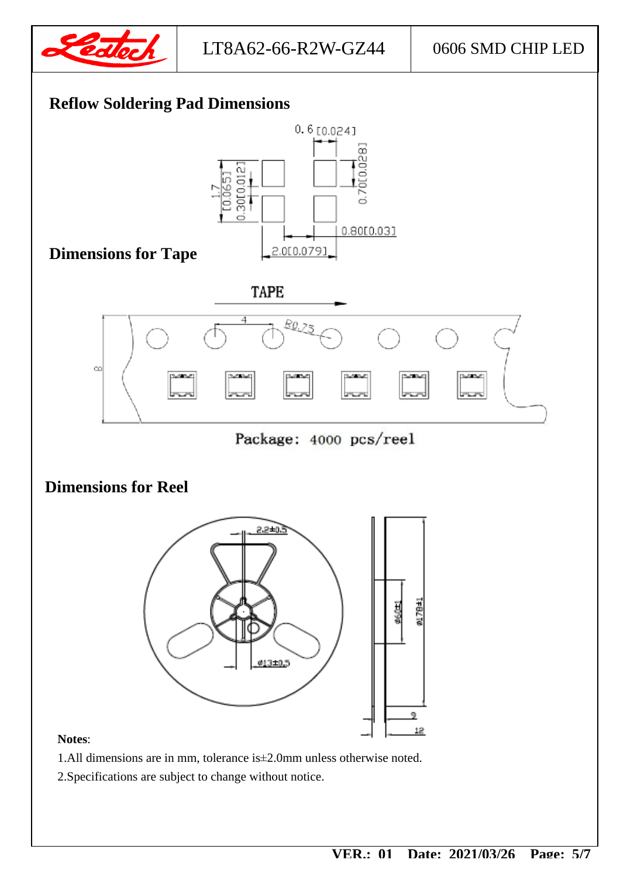## Reflow Soldering Pad Dimensions

## Dimensions for Tape

Package: 4000 pcs/reel

## Dimensions for Reel

**Notes**:

1.All dimensions are in mm, tolerance is±2.0mm unless otherwise noted.

2.Specifications are subject to change without notice.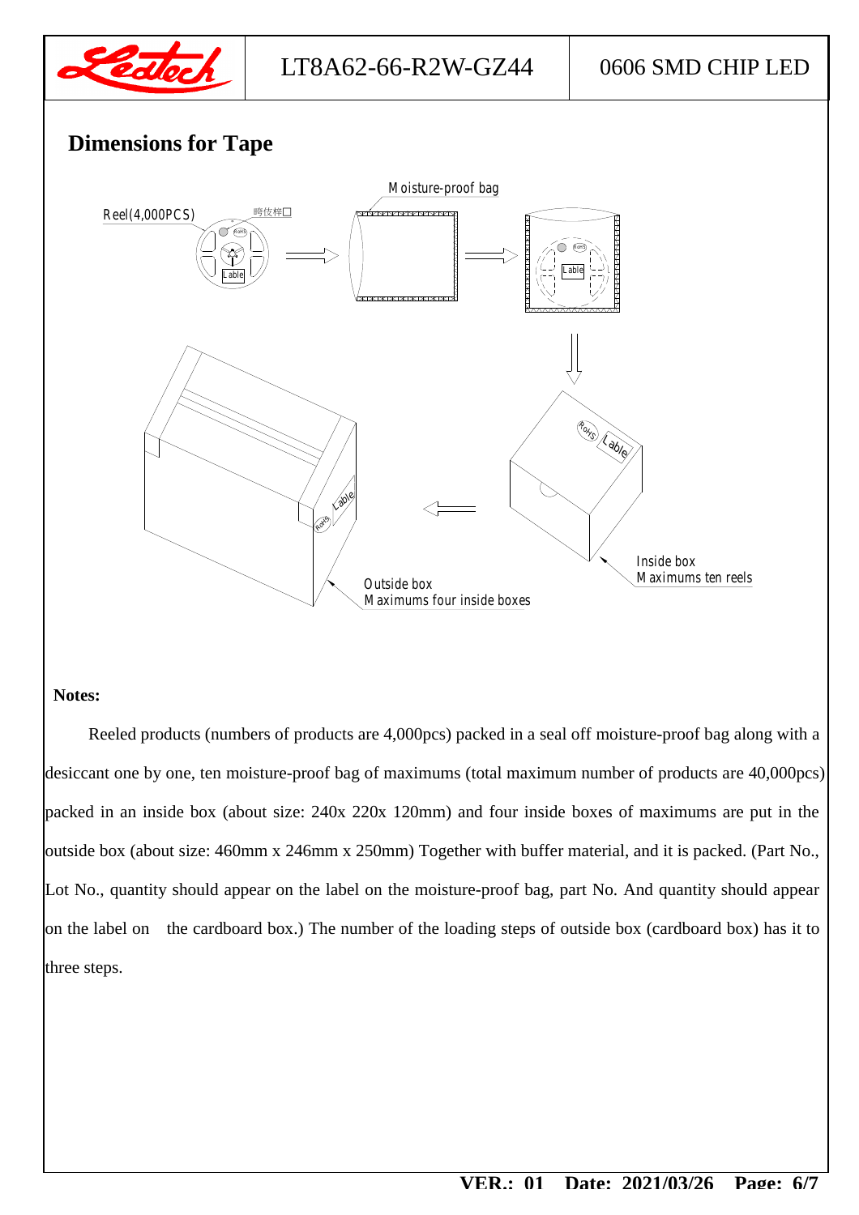## Dimensions for Tape

Reel(4,000PCS)

Moisture-proof bag

Inside box
Maximums ten reels

Outside box
Maximums four inside boxes

**Notes:**

Reeled products (numbers of products are 4,000pcs) packed in a seal off moisture-proof bag along with a desiccant one by one, ten moisture-proof bag of maximums (total maximum number of products are 40,000pcs) packed in an inside box (about size: 240x 220x 120mm) and four inside boxes of maximums are put in the outside box (about size: 460mm x 246mm x 250mm) Together with buffer material, and it is packed. (Part No., Lot No., quantity should appear on the label on the moisture-proof bag, part No. And quantity should appear on the label on the cardboard box.) The number of the loading steps of outside box (cardboard box) has it to three steps.

VER.: 01 Date: 2021/03/26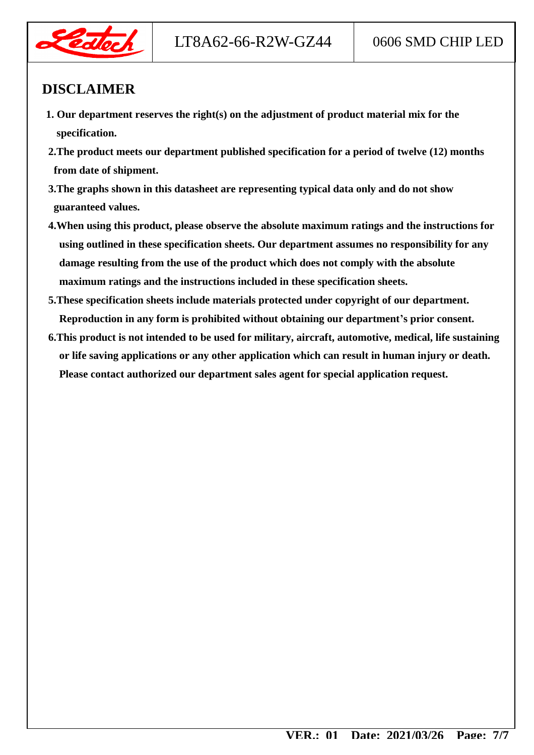## DISCLAIMER

1. **Our department reserves the right(s) on the adjustment of product material mix for the specification.**
2. **The product meets our department published specification for a period of twelve (12) months from date of shipment.**
3. **The graphs shown in this datasheet are representing typical data only and do not show guaranteed values.**
4. **When using this product, please observe the absolute maximum ratings and the instructions for using outlined in these specification sheets. Our department assumes no responsibility for any damage resulting from the use of the product which does not comply with the absolute maximum ratings and the instructions included in these specification sheets.**
5. **These specification sheets include materials protected under copyright of our department. Reproduction in any form is prohibited without obtaining our department's prior consent.**
6. **This product is not intended to be used for military, aircraft, automotive, medical, life sustaining or life saving applications or any other application which can result in human injury or death. Please contact authorized our department sales agent for special application request.**